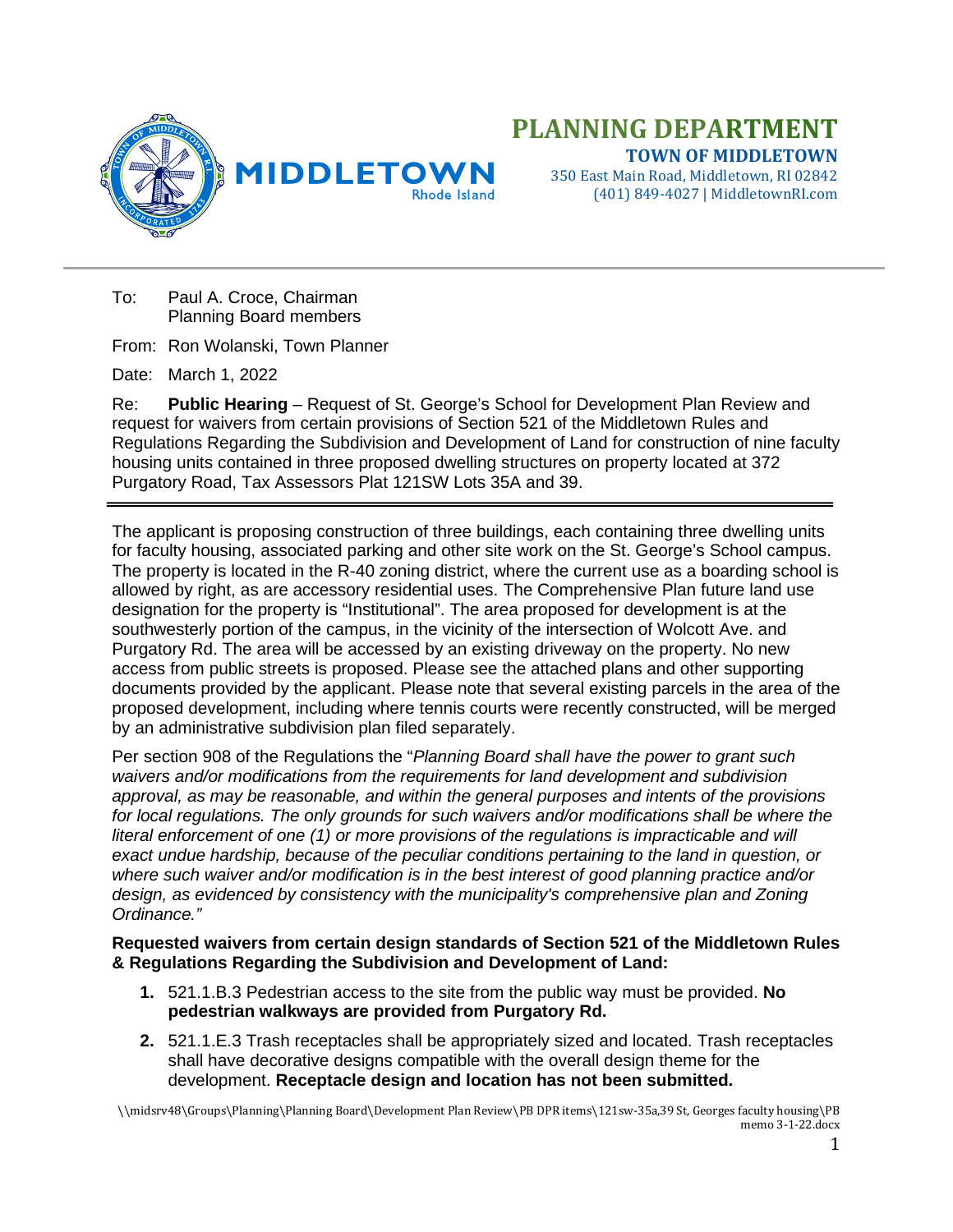# PLANNING DEPARTMENT

**TOWN OF MIDDLETOWN**
350 East Main Road, Middletown, RI 02842
(401) 849-4027 | MiddletownRI.com

To: Paul A. Croce, Chairman
Planning Board members

From: Ron Wolanski, Town Planner

Date: March 1, 2022

Re: **Public Hearing** – Request of St. George's School for Development Plan Review and request for waivers from certain provisions of Section 521 of the Middletown Rules and Regulations Regarding the Subdivision and Development of Land for construction of nine faculty housing units contained in three proposed dwelling structures on property located at 372 Purgatory Road, Tax Assessors Plat 121SW Lots 35A and 39.

---

The applicant is proposing construction of three buildings, each containing three dwelling units for faculty housing, associated parking and other site work on the St. George's School campus. The property is located in the R-40 zoning district, where the current use as a boarding school is allowed by right, as are accessory residential uses. The Comprehensive Plan future land use designation for the property is "Institutional". The area proposed for development is at the southwesterly portion of the campus, in the vicinity of the intersection of Wolcott Ave. and Purgatory Rd. The area will be accessed by an existing driveway on the property. No new access from public streets is proposed. Please see the attached plans and other supporting documents provided by the applicant. Please note that several existing parcels in the area of the proposed development, including where tennis courts were recently constructed, will be merged by an administrative subdivision plan filed separately.

Per section 908 of the Regulations the "*Planning Board shall have the power to grant such waivers and/or modifications from the requirements for land development and subdivision approval, as may be reasonable, and within the general purposes and intents of the provisions for local regulations. The only grounds for such waivers and/or modifications shall be where the literal enforcement of one (1) or more provisions of the regulations is impracticable and will exact undue hardship, because of the peculiar conditions pertaining to the land in question, or where such waiver and/or modification is in the best interest of good planning practice and/or design, as evidenced by consistency with the municipality's comprehensive plan and Zoning Ordinance.*"

**Requested waivers from certain design standards of Section 521 of the Middletown Rules & Regulations Regarding the Subdivision and Development of Land:**

1. 521.1.B.3 Pedestrian access to the site from the public way must be provided. **No pedestrian walkways are provided from Purgatory Rd.**
2. 521.1.E.3 Trash receptacles shall be appropriately sized and located. Trash receptacles shall have decorative designs compatible with the overall design theme for the development. **Receptacle design and location has not been submitted.**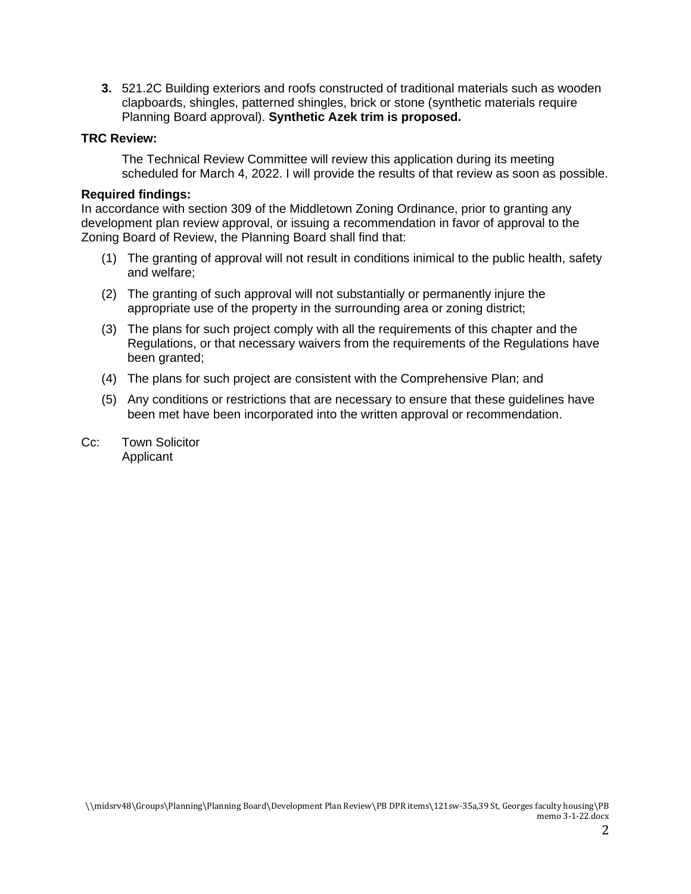3. 521.2C Building exteriors and roofs constructed of traditional materials such as wooden clapboards, shingles, patterned shingles, brick or stone (synthetic materials require Planning Board approval). **Synthetic Azek trim is proposed.**

**TRC Review:**

The Technical Review Committee will review this application during its meeting scheduled for March 4, 2022. I will provide the results of that review as soon as possible.

**Required findings:**

In accordance with section 309 of the Middletown Zoning Ordinance, prior to granting any development plan review approval, or issuing a recommendation in favor of approval to the Zoning Board of Review, the Planning Board shall find that:

(1) The granting of approval will not result in conditions inimical to the public health, safety and welfare;

(2) The granting of such approval will not substantially or permanently injure the appropriate use of the property in the surrounding area or zoning district;

(3) The plans for such project comply with all the requirements of this chapter and the Regulations, or that necessary waivers from the requirements of the Regulations have been granted;

(4) The plans for such project are consistent with the Comprehensive Plan; and

(5) Any conditions or restrictions that are necessary to ensure that these guidelines have been met have been incorporated into the written approval or recommendation.

Cc: Town Solicitor
Applicant

\\midsrv48\Groups\Planning\Planning Board\Development Plan Review\PB DPR items\121sw-35a,39 St, Georges faculty housing\PB memo 3-1-22.docx